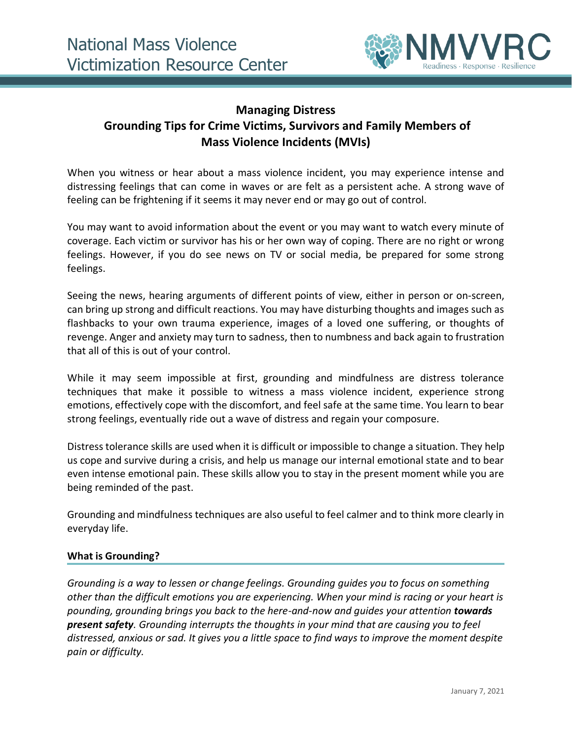National Mass Violence Victimization Resource Center

NMVVRC
Readiness · Response · Resilience

# Managing Distress
## Grounding Tips for Crime Victims, Survivors and Family Members of Mass Violence Incidents (MVIs)

When you witness or hear about a mass violence incident, you may experience intense and distressing feelings that can come in waves or are felt as a persistent ache. A strong wave of feeling can be frightening if it seems it may never end or may go out of control.

You may want to avoid information about the event or you may want to watch every minute of coverage. Each victim or survivor has his or her own way of coping. There are no right or wrong feelings. However, if you do see news on TV or social media, be prepared for some strong feelings.

Seeing the news, hearing arguments of different points of view, either in person or on-screen, can bring up strong and difficult reactions. You may have disturbing thoughts and images such as flashbacks to your own trauma experience, images of a loved one suffering, or thoughts of revenge. Anger and anxiety may turn to sadness, then to numbness and back again to frustration that all of this is out of your control.

While it may seem impossible at first, grounding and mindfulness are distress tolerance techniques that make it possible to witness a mass violence incident, experience strong emotions, effectively cope with the discomfort, and feel safe at the same time. You learn to bear strong feelings, eventually ride out a wave of distress and regain your composure.

Distress tolerance skills are used when it is difficult or impossible to change a situation. They help us cope and survive during a crisis, and help us manage our internal emotional state and to bear even intense emotional pain. These skills allow you to stay in the present moment while you are being reminded of the past.

Grounding and mindfulness techniques are also useful to feel calmer and to think more clearly in everyday life.

### What is Grounding?

*Grounding is a way to lessen or change feelings. Grounding guides you to focus on something other than the difficult emotions you are experiencing. When your mind is racing or your heart is pounding, grounding brings you back to the here-and-now and guides your attention* ***towards present safety****. Grounding interrupts the thoughts in your mind that are causing you to feel distressed, anxious or sad. It gives you a little space to find ways to improve the moment despite pain or difficulty.*

January 7, 2021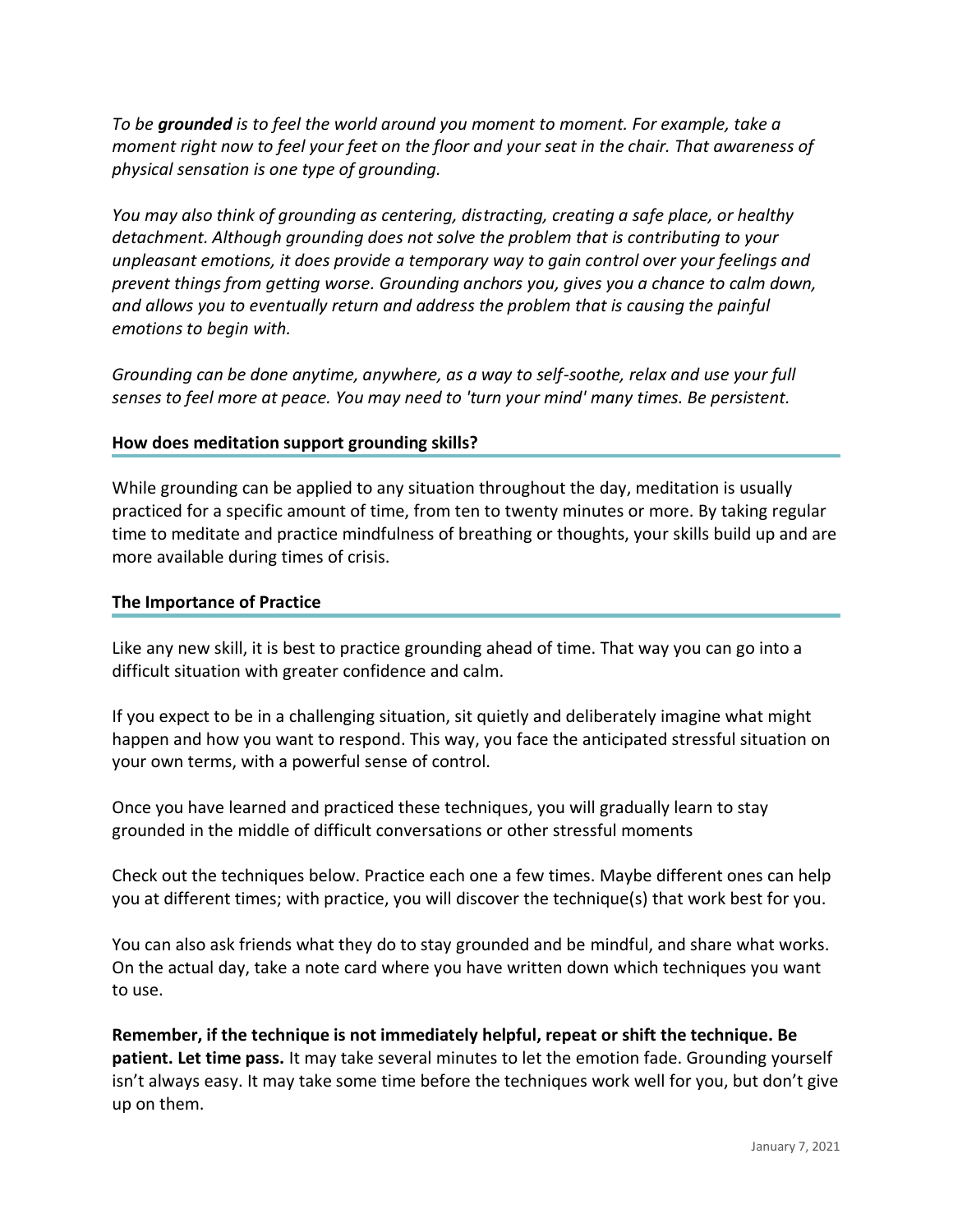*To be **grounded** is to feel the world around you moment to moment. For example, take a moment right now to feel your feet on the floor and your seat in the chair. That awareness of physical sensation is one type of grounding.*

*You may also think of grounding as centering, distracting, creating a safe place, or healthy detachment. Although grounding does not solve the problem that is contributing to your unpleasant emotions, it does provide a temporary way to gain control over your feelings and prevent things from getting worse. Grounding anchors you, gives you a chance to calm down, and allows you to eventually return and address the problem that is causing the painful emotions to begin with.*

*Grounding can be done anytime, anywhere, as a way to self-soothe, relax and use your full senses to feel more at peace. You may need to 'turn your mind' many times. Be persistent.*

## How does meditation support grounding skills?

While grounding can be applied to any situation throughout the day, meditation is usually practiced for a specific amount of time, from ten to twenty minutes or more. By taking regular time to meditate and practice mindfulness of breathing or thoughts, your skills build up and are more available during times of crisis.

## The Importance of Practice

Like any new skill, it is best to practice grounding ahead of time. That way you can go into a difficult situation with greater confidence and calm.

If you expect to be in a challenging situation, sit quietly and deliberately imagine what might happen and how you want to respond. This way, you face the anticipated stressful situation on your own terms, with a powerful sense of control.

Once you have learned and practiced these techniques, you will gradually learn to stay grounded in the middle of difficult conversations or other stressful moments

Check out the techniques below. Practice each one a few times. Maybe different ones can help you at different times; with practice, you will discover the technique(s) that work best for you.

You can also ask friends what they do to stay grounded and be mindful, and share what works. On the actual day, take a note card where you have written down which techniques you want to use.

**Remember, if the technique is not immediately helpful, repeat or shift the technique. Be patient. Let time pass.** It may take several minutes to let the emotion fade. Grounding yourself isn't always easy. It may take some time before the techniques work well for you, but don't give up on them.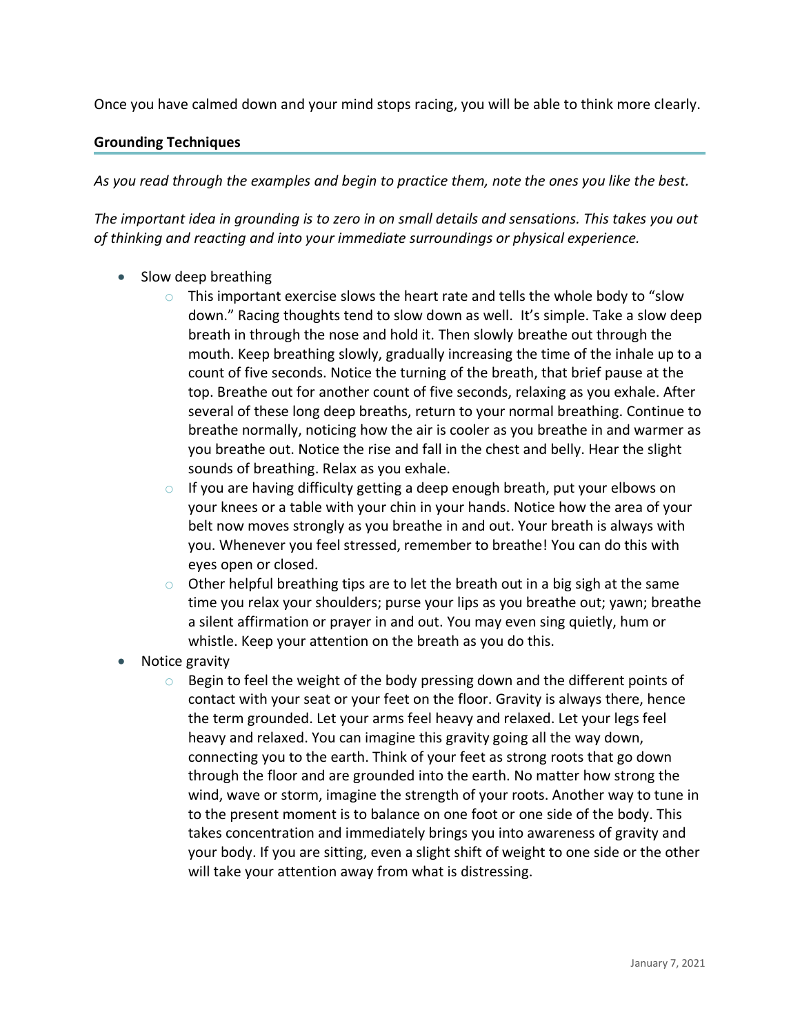Once you have calmed down and your mind stops racing, you will be able to think more clearly.

**Grounding Techniques**

*As you read through the examples and begin to practice them, note the ones you like the best.*

*The important idea in grounding is to zero in on small details and sensations. This takes you out of thinking and reacting and into your immediate surroundings or physical experience.*

- Slow deep breathing
  - This important exercise slows the heart rate and tells the whole body to "slow down." Racing thoughts tend to slow down as well. It's simple. Take a slow deep breath in through the nose and hold it. Then slowly breathe out through the mouth. Keep breathing slowly, gradually increasing the time of the inhale up to a count of five seconds. Notice the turning of the breath, that brief pause at the top. Breathe out for another count of five seconds, relaxing as you exhale. After several of these long deep breaths, return to your normal breathing. Continue to breathe normally, noticing how the air is cooler as you breathe in and warmer as you breathe out. Notice the rise and fall in the chest and belly. Hear the slight sounds of breathing. Relax as you exhale.
  - If you are having difficulty getting a deep enough breath, put your elbows on your knees or a table with your chin in your hands. Notice how the area of your belt now moves strongly as you breathe in and out. Your breath is always with you. Whenever you feel stressed, remember to breathe! You can do this with eyes open or closed.
  - Other helpful breathing tips are to let the breath out in a big sigh at the same time you relax your shoulders; purse your lips as you breathe out; yawn; breathe a silent affirmation or prayer in and out. You may even sing quietly, hum or whistle. Keep your attention on the breath as you do this.
- Notice gravity
  - Begin to feel the weight of the body pressing down and the different points of contact with your seat or your feet on the floor. Gravity is always there, hence the term grounded. Let your arms feel heavy and relaxed. Let your legs feel heavy and relaxed. You can imagine this gravity going all the way down, connecting you to the earth. Think of your feet as strong roots that go down through the floor and are grounded into the earth. No matter how strong the wind, wave or storm, imagine the strength of your roots. Another way to tune in to the present moment is to balance on one foot or one side of the body. This takes concentration and immediately brings you into awareness of gravity and your body. If you are sitting, even a slight shift of weight to one side or the other will take your attention away from what is distressing.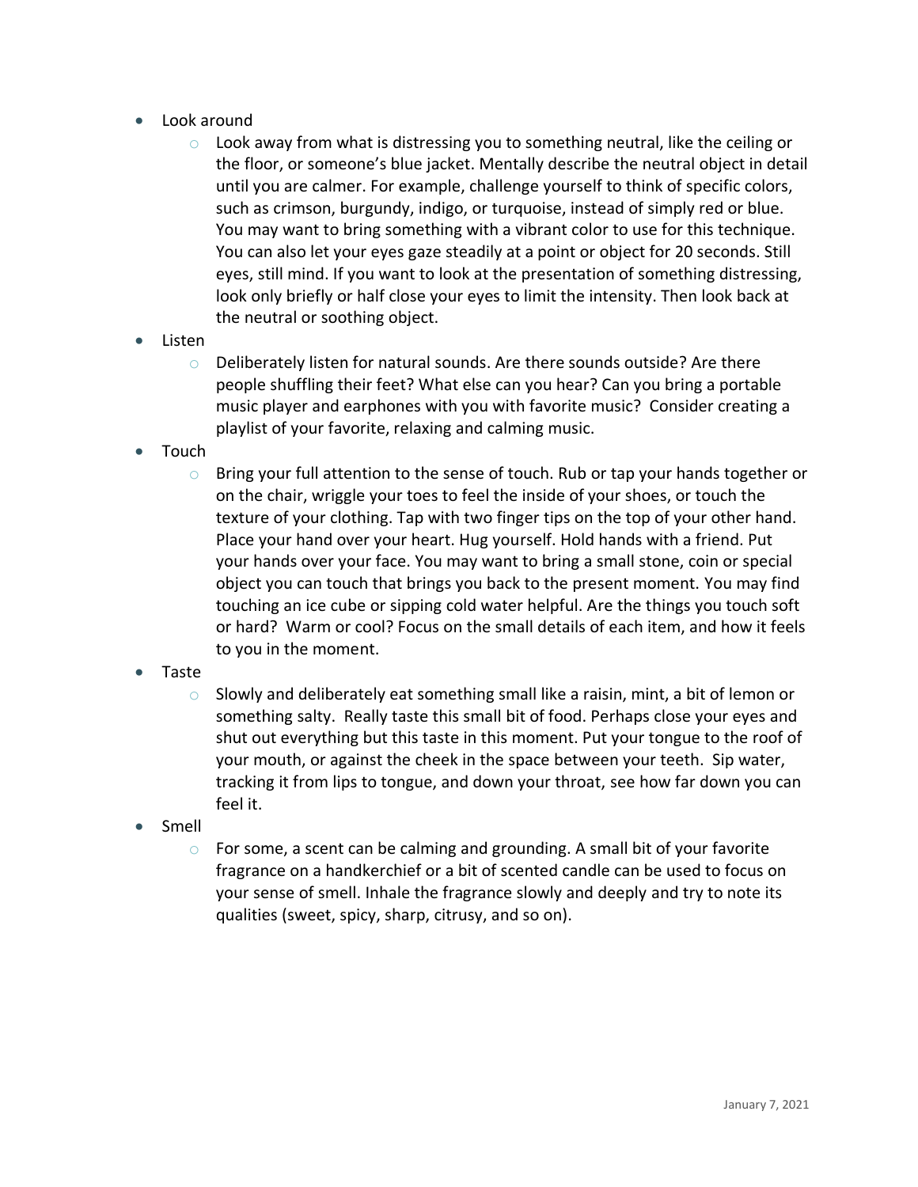- Look around
    - Look away from what is distressing you to something neutral, like the ceiling or the floor, or someone's blue jacket. Mentally describe the neutral object in detail until you are calmer. For example, challenge yourself to think of specific colors, such as crimson, burgundy, indigo, or turquoise, instead of simply red or blue. You may want to bring something with a vibrant color to use for this technique. You can also let your eyes gaze steadily at a point or object for 20 seconds. Still eyes, still mind. If you want to look at the presentation of something distressing, look only briefly or half close your eyes to limit the intensity. Then look back at the neutral or soothing object.
- Listen
    - Deliberately listen for natural sounds. Are there sounds outside? Are there people shuffling their feet? What else can you hear? Can you bring a portable music player and earphones with you with favorite music? Consider creating a playlist of your favorite, relaxing and calming music.
- Touch
    - Bring your full attention to the sense of touch. Rub or tap your hands together or on the chair, wriggle your toes to feel the inside of your shoes, or touch the texture of your clothing. Tap with two finger tips on the top of your other hand. Place your hand over your heart. Hug yourself. Hold hands with a friend. Put your hands over your face. You may want to bring a small stone, coin or special object you can touch that brings you back to the present moment. You may find touching an ice cube or sipping cold water helpful. Are the things you touch soft or hard? Warm or cool? Focus on the small details of each item, and how it feels to you in the moment.
- Taste
    - Slowly and deliberately eat something small like a raisin, mint, a bit of lemon or something salty. Really taste this small bit of food. Perhaps close your eyes and shut out everything but this taste in this moment. Put your tongue to the roof of your mouth, or against the cheek in the space between your teeth. Sip water, tracking it from lips to tongue, and down your throat, see how far down you can feel it.
- Smell
    - For some, a scent can be calming and grounding. A small bit of your favorite fragrance on a handkerchief or a bit of scented candle can be used to focus on your sense of smell. Inhale the fragrance slowly and deeply and try to note its qualities (sweet, spicy, sharp, citrusy, and so on).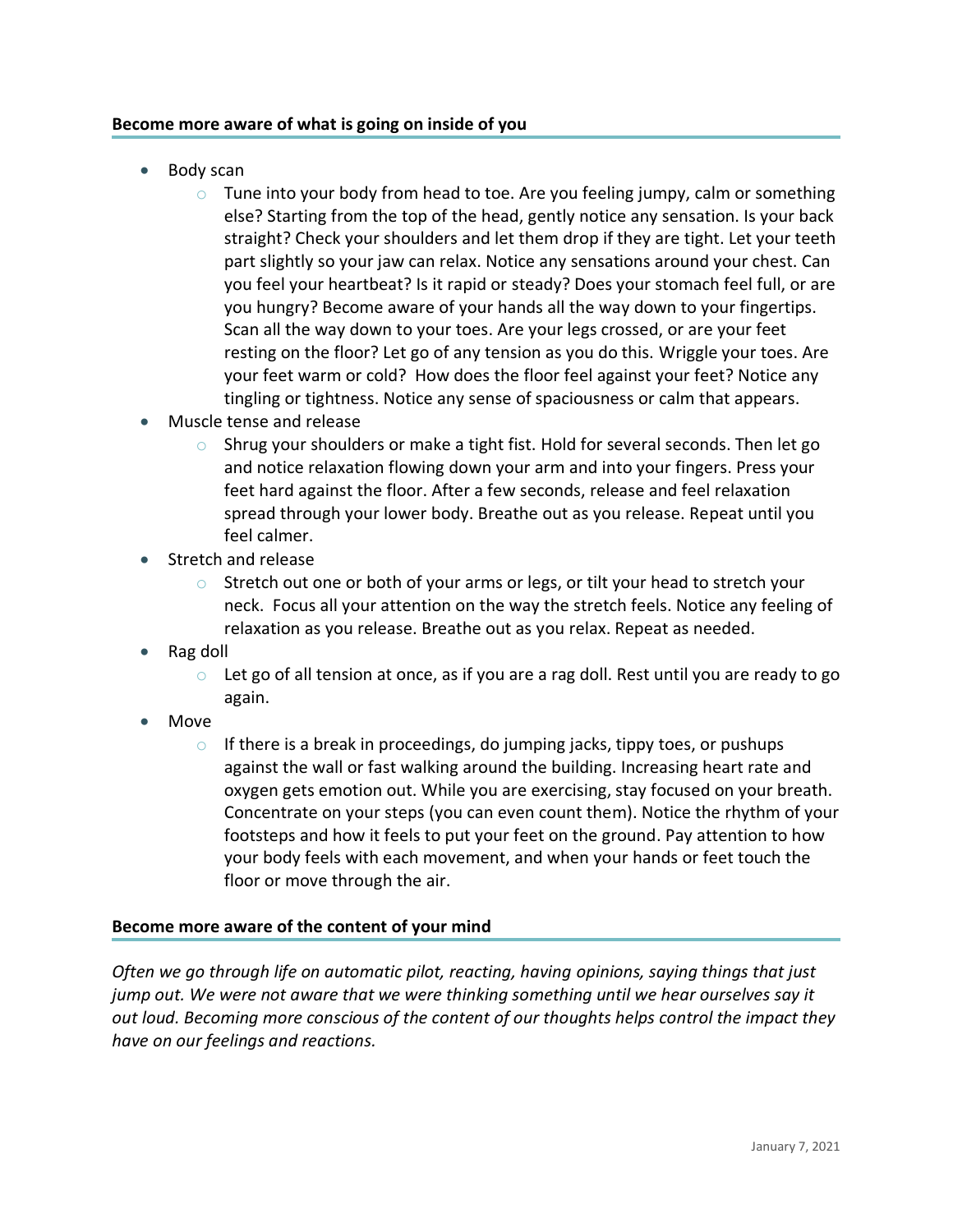**Become more aware of what is going on inside of you**

- Body scan
  - Tune into your body from head to toe. Are you feeling jumpy, calm or something else? Starting from the top of the head, gently notice any sensation. Is your back straight? Check your shoulders and let them drop if they are tight. Let your teeth part slightly so your jaw can relax. Notice any sensations around your chest. Can you feel your heartbeat? Is it rapid or steady? Does your stomach feel full, or are you hungry? Become aware of your hands all the way down to your fingertips. Scan all the way down to your toes. Are your legs crossed, or are your feet resting on the floor? Let go of any tension as you do this. Wriggle your toes. Are your feet warm or cold? How does the floor feel against your feet? Notice any tingling or tightness. Notice any sense of spaciousness or calm that appears.
- Muscle tense and release
  - Shrug your shoulders or make a tight fist. Hold for several seconds. Then let go and notice relaxation flowing down your arm and into your fingers. Press your feet hard against the floor. After a few seconds, release and feel relaxation spread through your lower body. Breathe out as you release. Repeat until you feel calmer.
- Stretch and release
  - Stretch out one or both of your arms or legs, or tilt your head to stretch your neck. Focus all your attention on the way the stretch feels. Notice any feeling of relaxation as you release. Breathe out as you relax. Repeat as needed.
- Rag doll
  - Let go of all tension at once, as if you are a rag doll. Rest until you are ready to go again.
- Move
  - If there is a break in proceedings, do jumping jacks, tippy toes, or pushups against the wall or fast walking around the building. Increasing heart rate and oxygen gets emotion out. While you are exercising, stay focused on your breath. Concentrate on your steps (you can even count them). Notice the rhythm of your footsteps and how it feels to put your feet on the ground. Pay attention to how your body feels with each movement, and when your hands or feet touch the floor or move through the air.

**Become more aware of the content of your mind**

*Often we go through life on automatic pilot, reacting, having opinions, saying things that just jump out. We were not aware that we were thinking something until we hear ourselves say it out loud. Becoming more conscious of the content of our thoughts helps control the impact they have on our feelings and reactions.*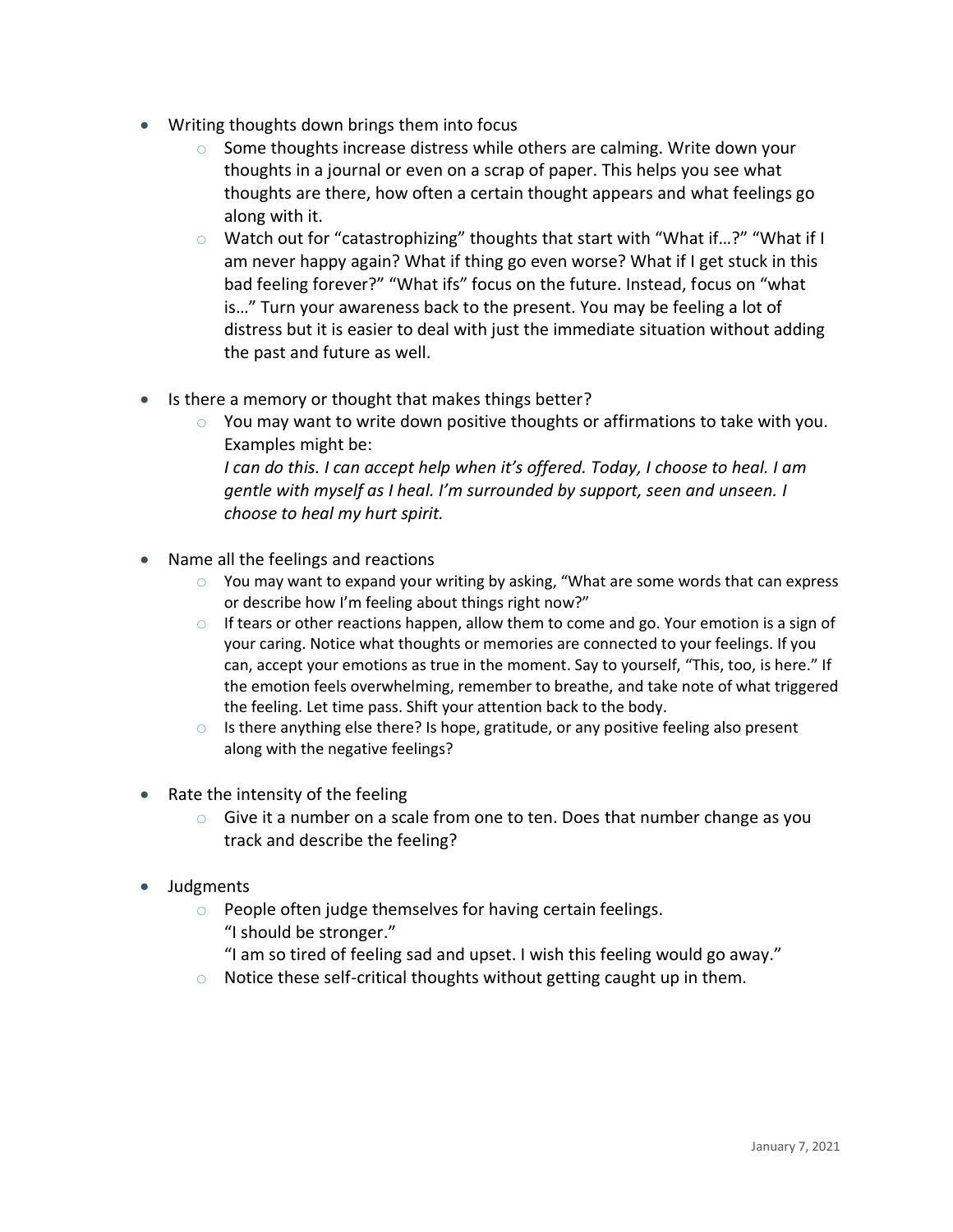- Writing thoughts down brings them into focus
  - Some thoughts increase distress while others are calming. Write down your thoughts in a journal or even on a scrap of paper. This helps you see what thoughts are there, how often a certain thought appears and what feelings go along with it.
  - Watch out for "catastrophizing" thoughts that start with "What if…?" "What if I am never happy again? What if thing go even worse? What if I get stuck in this bad feeling forever?" "What ifs" focus on the future. Instead, focus on "what is…" Turn your awareness back to the present. You may be feeling a lot of distress but it is easier to deal with just the immediate situation without adding the past and future as well.

- Is there a memory or thought that makes things better?
  - You may want to write down positive thoughts or affirmations to take with you. Examples might be:
    *I can do this. I can accept help when it's offered. Today, I choose to heal. I am gentle with myself as I heal. I'm surrounded by support, seen and unseen. I choose to heal my hurt spirit.*

- Name all the feelings and reactions
  - You may want to expand your writing by asking, "What are some words that can express or describe how I'm feeling about things right now?"
  - If tears or other reactions happen, allow them to come and go. Your emotion is a sign of your caring. Notice what thoughts or memories are connected to your feelings. If you can, accept your emotions as true in the moment. Say to yourself, "This, too, is here." If the emotion feels overwhelming, remember to breathe, and take note of what triggered the feeling. Let time pass. Shift your attention back to the body.
  - Is there anything else there? Is hope, gratitude, or any positive feeling also present along with the negative feelings?

- Rate the intensity of the feeling
  - Give it a number on a scale from one to ten. Does that number change as you track and describe the feeling?

- Judgments
  - People often judge themselves for having certain feelings.
    "I should be stronger."
    "I am so tired of feeling sad and upset. I wish this feeling would go away."
  - Notice these self-critical thoughts without getting caught up in them.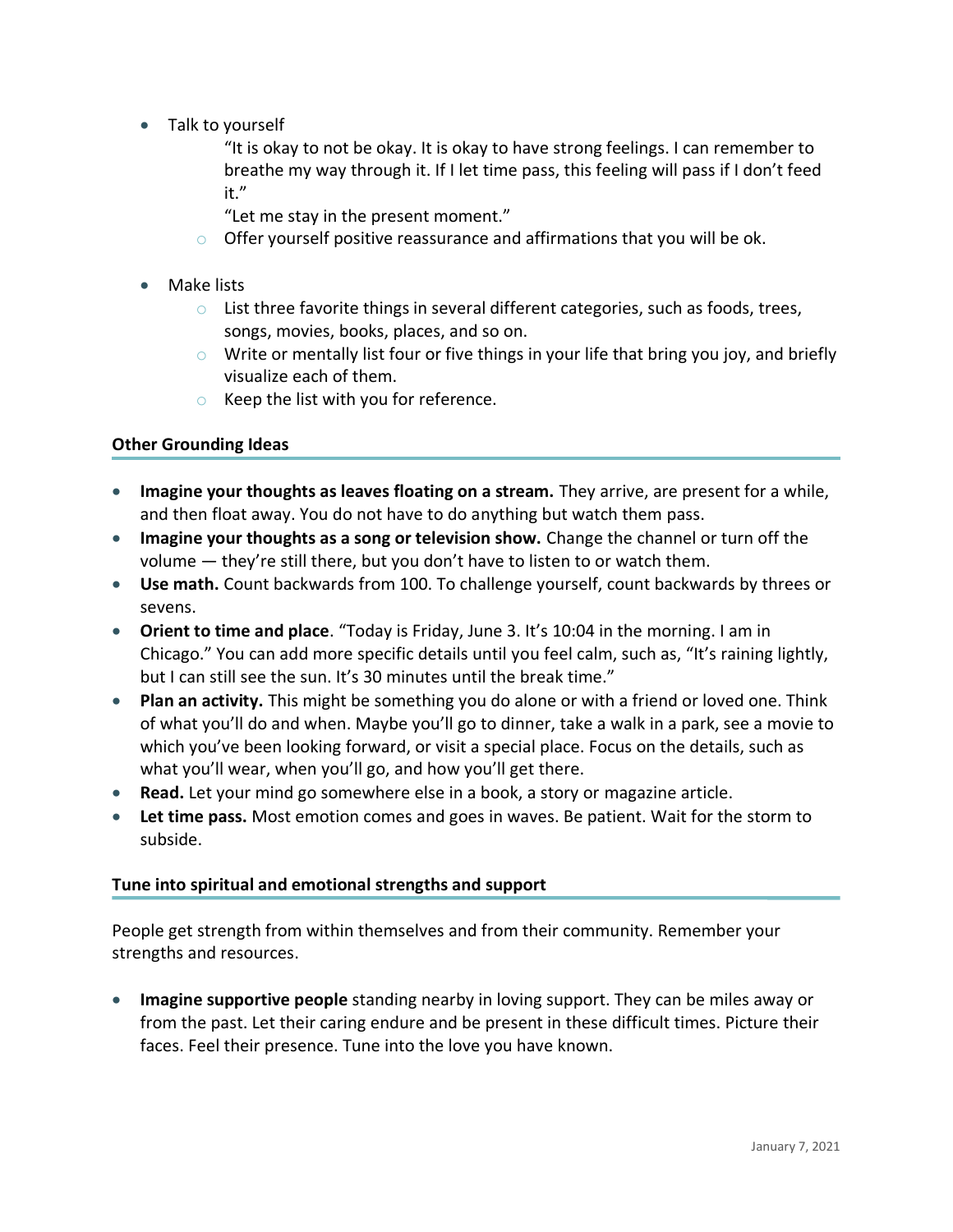- Talk to yourself

  "It is okay to not be okay. It is okay to have strong feelings. I can remember to breathe my way through it. If I let time pass, this feeling will pass if I don't feed it."

  "Let me stay in the present moment."

  - Offer yourself positive reassurance and affirmations that you will be ok.

- Make lists
  - List three favorite things in several different categories, such as foods, trees, songs, movies, books, places, and so on.
  - Write or mentally list four or five things in your life that bring you joy, and briefly visualize each of them.
  - Keep the list with you for reference.

**Other Grounding Ideas**

- **Imagine your thoughts as leaves floating on a stream.** They arrive, are present for a while, and then float away. You do not have to do anything but watch them pass.
- **Imagine your thoughts as a song or television show.** Change the channel or turn off the volume — they're still there, but you don't have to listen to or watch them.
- **Use math.** Count backwards from 100. To challenge yourself, count backwards by threes or sevens.
- **Orient to time and place**. "Today is Friday, June 3. It's 10:04 in the morning. I am in Chicago." You can add more specific details until you feel calm, such as, "It's raining lightly, but I can still see the sun. It's 30 minutes until the break time."
- **Plan an activity.** This might be something you do alone or with a friend or loved one. Think of what you'll do and when. Maybe you'll go to dinner, take a walk in a park, see a movie to which you've been looking forward, or visit a special place. Focus on the details, such as what you'll wear, when you'll go, and how you'll get there.
- **Read.** Let your mind go somewhere else in a book, a story or magazine article.
- **Let time pass.** Most emotion comes and goes in waves. Be patient. Wait for the storm to subside.

**Tune into spiritual and emotional strengths and support**

People get strength from within themselves and from their community. Remember your strengths and resources.

- **Imagine supportive people** standing nearby in loving support. They can be miles away or from the past. Let their caring endure and be present in these difficult times. Picture their faces. Feel their presence. Tune into the love you have known.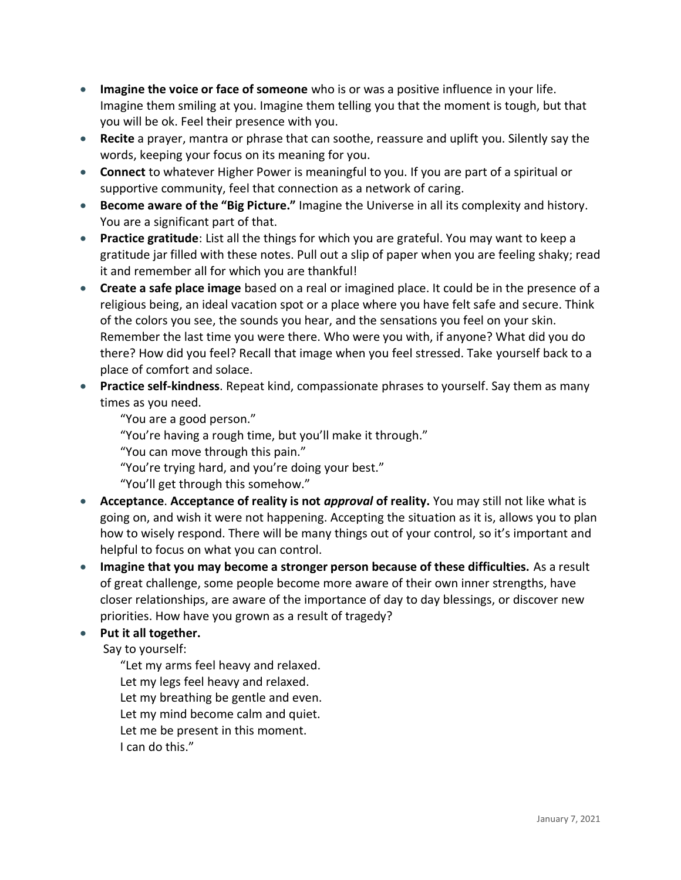- **Imagine the voice or face of someone** who is or was a positive influence in your life. Imagine them smiling at you. Imagine them telling you that the moment is tough, but that you will be ok. Feel their presence with you.
- **Recite** a prayer, mantra or phrase that can soothe, reassure and uplift you. Silently say the words, keeping your focus on its meaning for you.
- **Connect** to whatever Higher Power is meaningful to you. If you are part of a spiritual or supportive community, feel that connection as a network of caring.
- **Become aware of the "Big Picture."** Imagine the Universe in all its complexity and history. You are a significant part of that.
- **Practice gratitude**: List all the things for which you are grateful. You may want to keep a gratitude jar filled with these notes. Pull out a slip of paper when you are feeling shaky; read it and remember all for which you are thankful!
- **Create a safe place image** based on a real or imagined place. It could be in the presence of a religious being, an ideal vacation spot or a place where you have felt safe and secure. Think of the colors you see, the sounds you hear, and the sensations you feel on your skin. Remember the last time you were there. Who were you with, if anyone? What did you do there? How did you feel? Recall that image when you feel stressed. Take yourself back to a place of comfort and solace.
- **Practice self-kindness**. Repeat kind, compassionate phrases to yourself. Say them as many times as you need.

  "You are a good person."
  "You're having a rough time, but you'll make it through."
  "You can move through this pain."
  "You're trying hard, and you're doing your best."
  "You'll get through this somehow."
- **Acceptance**. **Acceptance of reality is not *approval* of reality.** You may still not like what is going on, and wish it were not happening. Accepting the situation as it is, allows you to plan how to wisely respond. There will be many things out of your control, so it's important and helpful to focus on what you can control.
- **Imagine that you may become a stronger person because of these difficulties.** As a result of great challenge, some people become more aware of their own inner strengths, have closer relationships, are aware of the importance of day to day blessings, or discover new priorities. How have you grown as a result of tragedy?
- **Put it all together.**

  Say to yourself:

  "Let my arms feel heavy and relaxed.
  Let my legs feel heavy and relaxed.
  Let my breathing be gentle and even.
  Let my mind become calm and quiet.
  Let me be present in this moment.
  I can do this."

January 7, 2021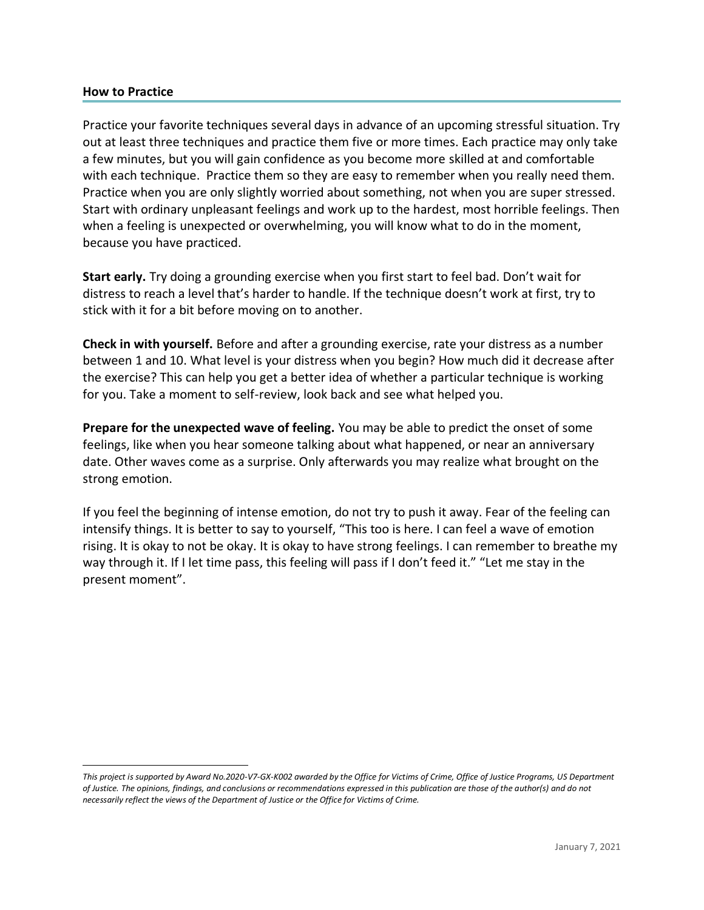**How to Practice**

Practice your favorite techniques several days in advance of an upcoming stressful situation. Try out at least three techniques and practice them five or more times. Each practice may only take a few minutes, but you will gain confidence as you become more skilled at and comfortable with each technique. Practice them so they are easy to remember when you really need them. Practice when you are only slightly worried about something, not when you are super stressed. Start with ordinary unpleasant feelings and work up to the hardest, most horrible feelings. Then when a feeling is unexpected or overwhelming, you will know what to do in the moment, because you have practiced.

**Start early.** Try doing a grounding exercise when you first start to feel bad. Don't wait for distress to reach a level that's harder to handle. If the technique doesn't work at first, try to stick with it for a bit before moving on to another.

**Check in with yourself.** Before and after a grounding exercise, rate your distress as a number between 1 and 10. What level is your distress when you begin? How much did it decrease after the exercise? This can help you get a better idea of whether a particular technique is working for you. Take a moment to self-review, look back and see what helped you.

**Prepare for the unexpected wave of feeling.** You may be able to predict the onset of some feelings, like when you hear someone talking about what happened, or near an anniversary date. Other waves come as a surprise. Only afterwards you may realize what brought on the strong emotion.

If you feel the beginning of intense emotion, do not try to push it away. Fear of the feeling can intensify things. It is better to say to yourself, "This too is here. I can feel a wave of emotion rising. It is okay to not be okay. It is okay to have strong feelings. I can remember to breathe my way through it. If I let time pass, this feeling will pass if I don't feed it." "Let me stay in the present moment".

*This project is supported by Award No.2020-V7-GX-K002 awarded by the Office for Victims of Crime, Office of Justice Programs, US Department of Justice. The opinions, findings, and conclusions or recommendations expressed in this publication are those of the author(s) and do not necessarily reflect the views of the Department of Justice or the Office for Victims of Crime.*